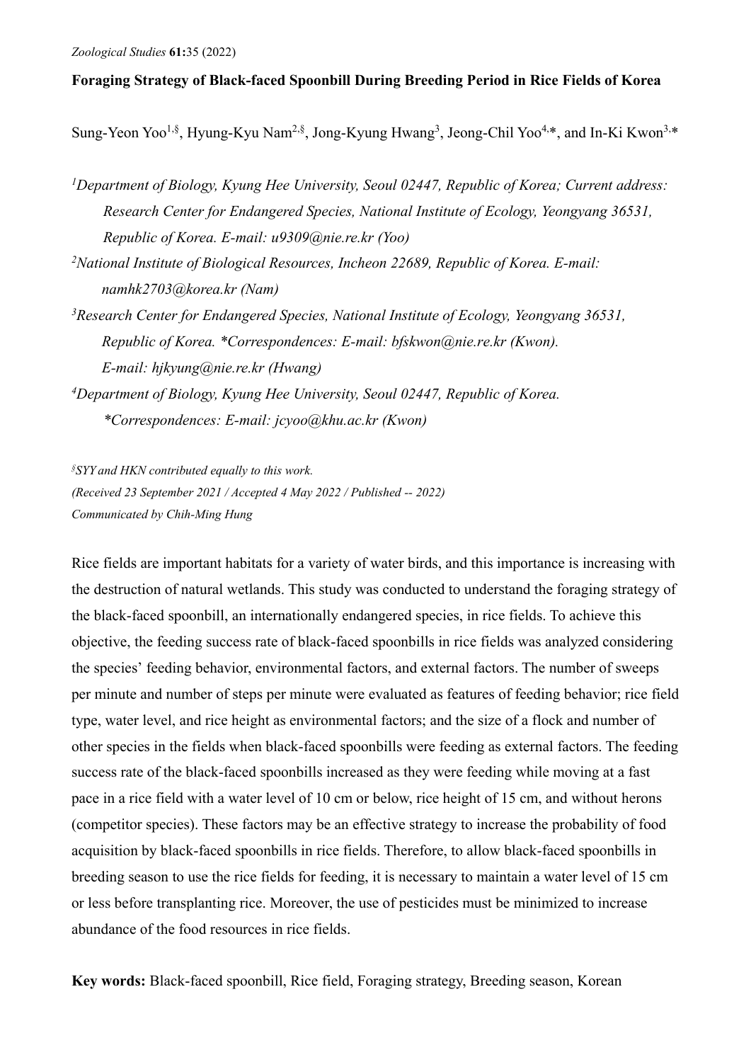*Zoological Studies* **61:**35 (2022)

# Foraging Strategy of Black-faced Spoonbill During Breeding Period in Rice Fields of Korea

Sung-Yeon Yoo[1,§], Hyung-Kyu Nam[2,§], Jong-Kyung Hwang[3], Jeong-Chil Yoo[4,*], and In-Ki Kwon[3,*]

[1]*Department of Biology, Kyung Hee University, Seoul 02447, Republic of Korea; Current address: Research Center for Endangered Species, National Institute of Ecology, Yeongyang 36531, Republic of Korea. E-mail: u9309@nie.re.kr (Yoo)*

[2]*National Institute of Biological Resources, Incheon 22689, Republic of Korea. E-mail: namhk2703@korea.kr (Nam)*

[3]*Research Center for Endangered Species, National Institute of Ecology, Yeongyang 36531, Republic of Korea. *Correspondences: E-mail: bfskwon@nie.re.kr (Kwon). E-mail: hjkyung@nie.re.kr (Hwang)*

[4]*Department of Biology, Kyung Hee University, Seoul 02447, Republic of Korea. *Correspondences: E-mail: jcyoo@khu.ac.kr (Kwon)*

[§]*SYY and HKN contributed equally to this work.*
*(Received 23 September 2021 / Accepted 4 May 2022 / Published -- 2022)*
*Communicated by Chih-Ming Hung*

Rice fields are important habitats for a variety of water birds, and this importance is increasing with the destruction of natural wetlands. This study was conducted to understand the foraging strategy of the black-faced spoonbill, an internationally endangered species, in rice fields. To achieve this objective, the feeding success rate of black-faced spoonbills in rice fields was analyzed considering the species' feeding behavior, environmental factors, and external factors. The number of sweeps per minute and number of steps per minute were evaluated as features of feeding behavior; rice field type, water level, and rice height as environmental factors; and the size of a flock and number of other species in the fields when black-faced spoonbills were feeding as external factors. The feeding success rate of the black-faced spoonbills increased as they were feeding while moving at a fast pace in a rice field with a water level of 10 cm or below, rice height of 15 cm, and without herons (competitor species). These factors may be an effective strategy to increase the probability of food acquisition by black-faced spoonbills in rice fields. Therefore, to allow black-faced spoonbills in breeding season to use the rice fields for feeding, it is necessary to maintain a water level of 15 cm or less before transplanting rice. Moreover, the use of pesticides must be minimized to increase abundance of the food resources in rice fields.

**Key words:** Black-faced spoonbill, Rice field, Foraging strategy, Breeding season, Korean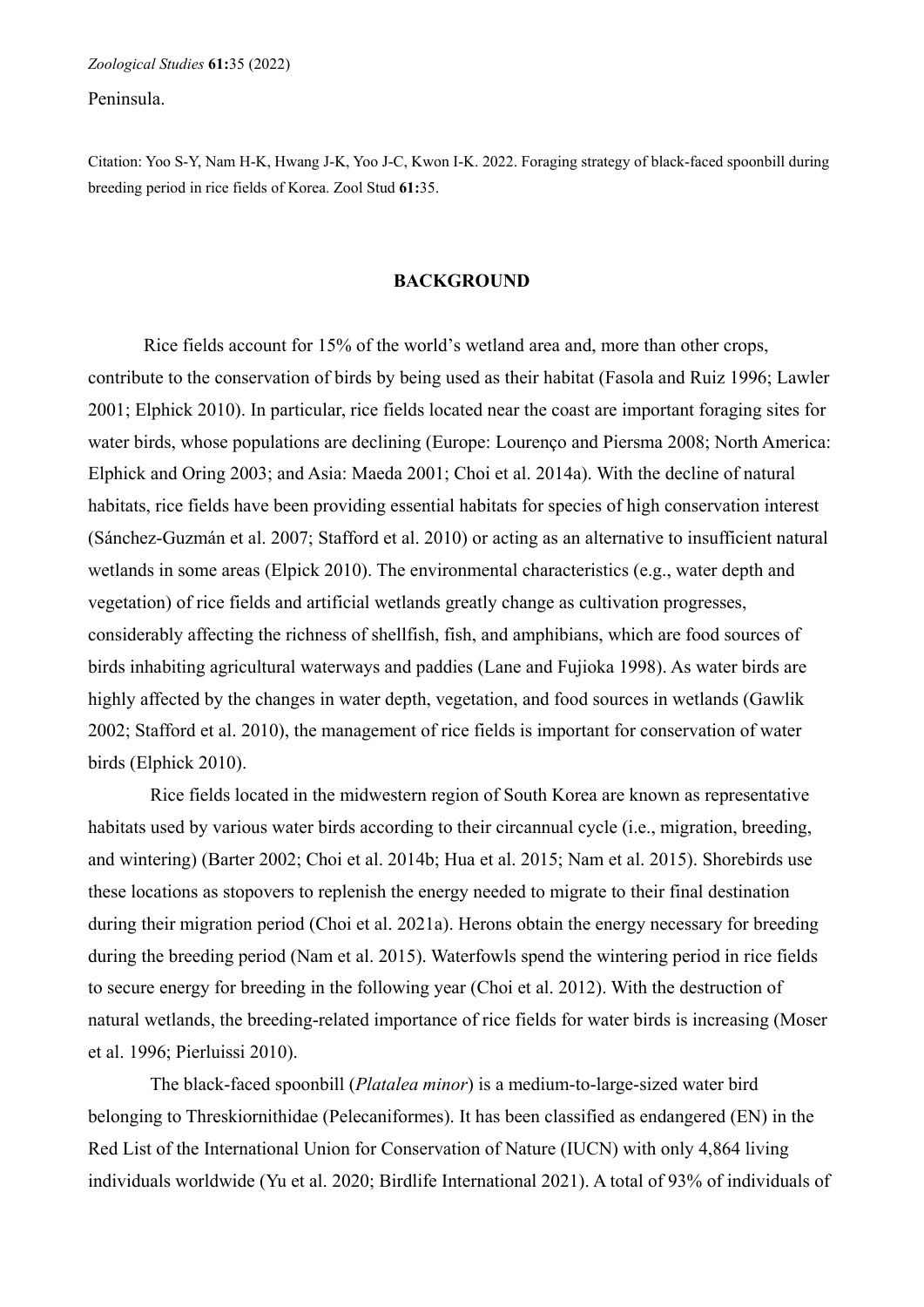Peninsula.

Citation: Yoo S-Y, Nam H-K, Hwang J-K, Yoo J-C, Kwon I-K. 2022. Foraging strategy of black-faced spoonbill during breeding period in rice fields of Korea. Zool Stud **61:**35.

## BACKGROUND

Rice fields account for 15% of the world's wetland area and, more than other crops, contribute to the conservation of birds by being used as their habitat (Fasola and Ruiz 1996; Lawler 2001; Elphick 2010). In particular, rice fields located near the coast are important foraging sites for water birds, whose populations are declining (Europe: Lourenço and Piersma 2008; North America: Elphick and Oring 2003; and Asia: Maeda 2001; Choi et al. 2014a). With the decline of natural habitats, rice fields have been providing essential habitats for species of high conservation interest (Sánchez-Guzmán et al. 2007; Stafford et al. 2010) or acting as an alternative to insufficient natural wetlands in some areas (Elpick 2010). The environmental characteristics (e.g., water depth and vegetation) of rice fields and artificial wetlands greatly change as cultivation progresses, considerably affecting the richness of shellfish, fish, and amphibians, which are food sources of birds inhabiting agricultural waterways and paddies (Lane and Fujioka 1998). As water birds are highly affected by the changes in water depth, vegetation, and food sources in wetlands (Gawlik 2002; Stafford et al. 2010), the management of rice fields is important for conservation of water birds (Elphick 2010).

Rice fields located in the midwestern region of South Korea are known as representative habitats used by various water birds according to their circannual cycle (i.e., migration, breeding, and wintering) (Barter 2002; Choi et al. 2014b; Hua et al. 2015; Nam et al. 2015). Shorebirds use these locations as stopovers to replenish the energy needed to migrate to their final destination during their migration period (Choi et al. 2021a). Herons obtain the energy necessary for breeding during the breeding period (Nam et al. 2015). Waterfowls spend the wintering period in rice fields to secure energy for breeding in the following year (Choi et al. 2012). With the destruction of natural wetlands, the breeding-related importance of rice fields for water birds is increasing (Moser et al. 1996; Pierluissi 2010).

The black-faced spoonbill (*Platalea minor*) is a medium-to-large-sized water bird belonging to Threskiornithidae (Pelecaniformes). It has been classified as endangered (EN) in the Red List of the International Union for Conservation of Nature (IUCN) with only 4,864 living individuals worldwide (Yu et al. 2020; Birdlife International 2021). A total of 93% of individuals of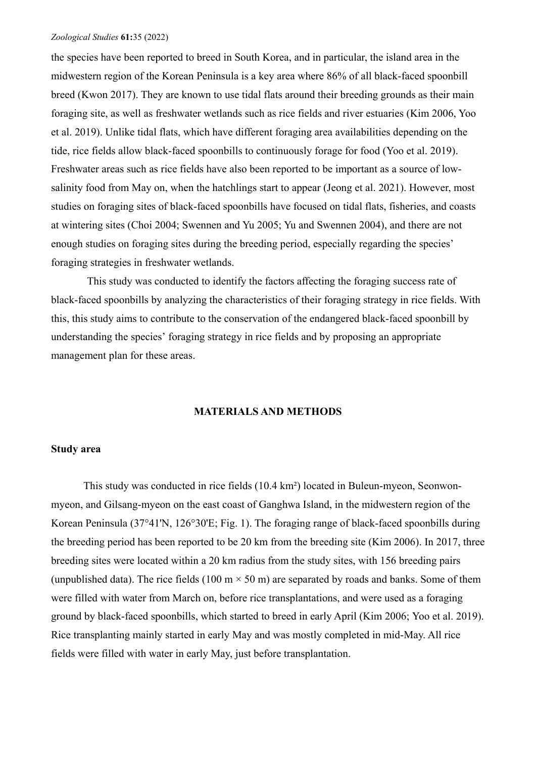the species have been reported to breed in South Korea, and in particular, the island area in the midwestern region of the Korean Peninsula is a key area where 86% of all black-faced spoonbill breed (Kwon 2017). They are known to use tidal flats around their breeding grounds as their main foraging site, as well as freshwater wetlands such as rice fields and river estuaries (Kim 2006, Yoo et al. 2019). Unlike tidal flats, which have different foraging area availabilities depending on the tide, rice fields allow black-faced spoonbills to continuously forage for food (Yoo et al. 2019). Freshwater areas such as rice fields have also been reported to be important as a source of low-salinity food from May on, when the hatchlings start to appear (Jeong et al. 2021). However, most studies on foraging sites of black-faced spoonbills have focused on tidal flats, fisheries, and coasts at wintering sites (Choi 2004; Swennen and Yu 2005; Yu and Swennen 2004), and there are not enough studies on foraging sites during the breeding period, especially regarding the species' foraging strategies in freshwater wetlands.

This study was conducted to identify the factors affecting the foraging success rate of black-faced spoonbills by analyzing the characteristics of their foraging strategy in rice fields. With this, this study aims to contribute to the conservation of the endangered black-faced spoonbill by understanding the species' foraging strategy in rice fields and by proposing an appropriate management plan for these areas.

## MATERIALS AND METHODS

### Study area

This study was conducted in rice fields (10.4 km²) located in Buleun-myeon, Seonwon-myeon, and Gilsang-myeon on the east coast of Ganghwa Island, in the midwestern region of the Korean Peninsula (37°41'N, 126°30'E; Fig. 1). The foraging range of black-faced spoonbills during the breeding period has been reported to be 20 km from the breeding site (Kim 2006). In 2017, three breeding sites were located within a 20 km radius from the study sites, with 156 breeding pairs (unpublished data). The rice fields (100 m × 50 m) are separated by roads and banks. Some of them were filled with water from March on, before rice transplantations, and were used as a foraging ground by black-faced spoonbills, which started to breed in early April (Kim 2006; Yoo et al. 2019). Rice transplanting mainly started in early May and was mostly completed in mid-May. All rice fields were filled with water in early May, just before transplantation.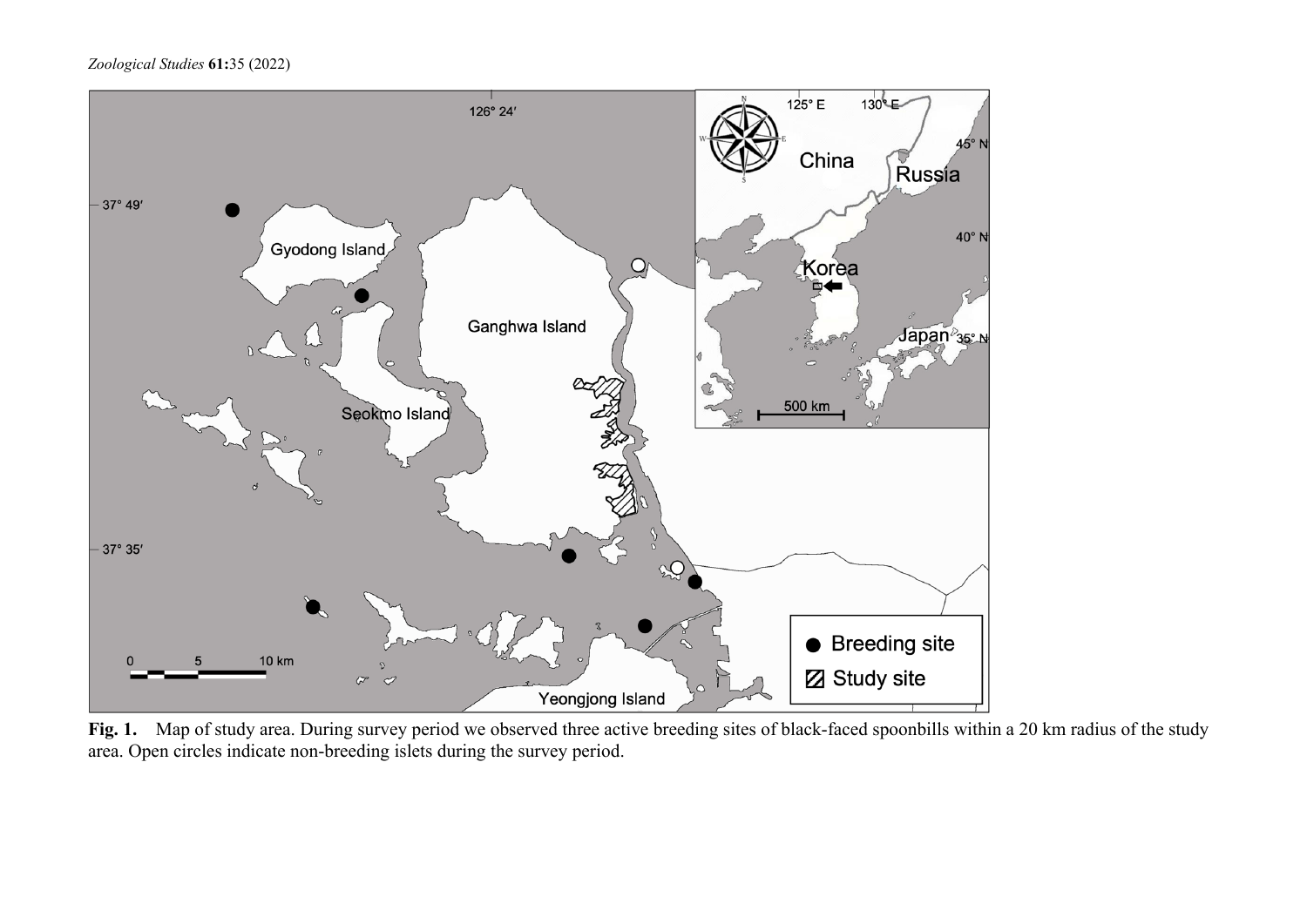**Fig. 1.** Map of study area. During survey period we observed three active breeding sites of black-faced spoonbills within a 20 km radius of the study area. Open circles indicate non-breeding islets during the survey period.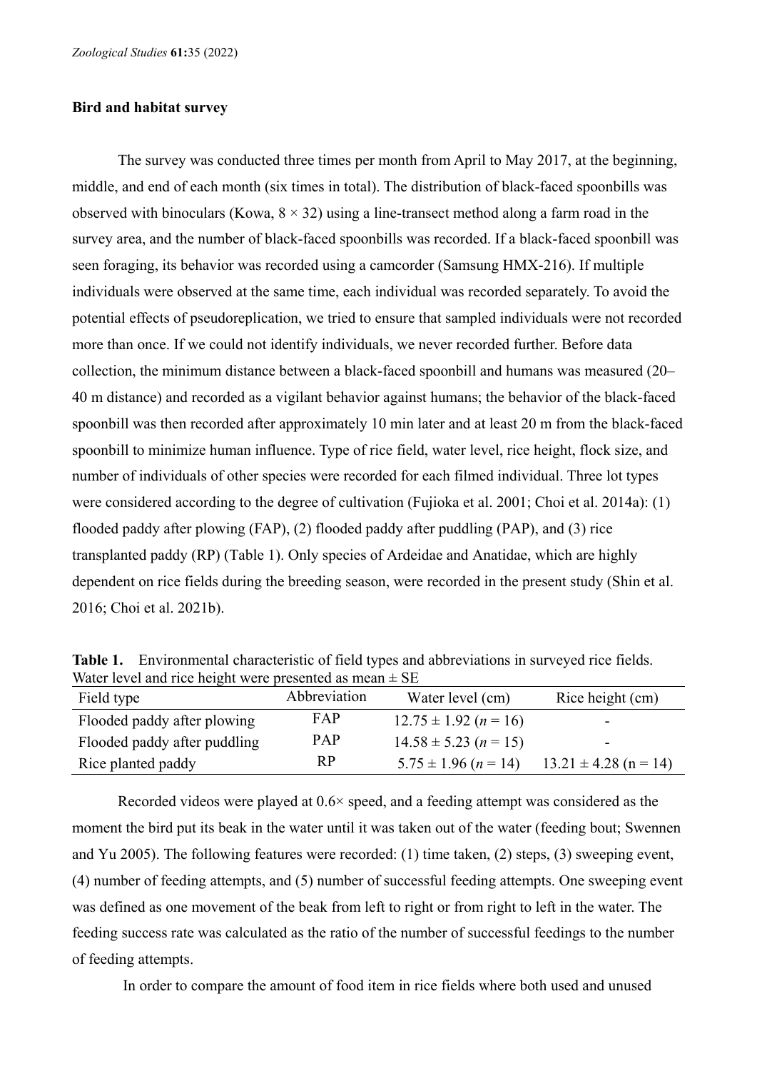### Bird and habitat survey

The survey was conducted three times per month from April to May 2017, at the beginning, middle, and end of each month (six times in total). The distribution of black-faced spoonbills was observed with binoculars (Kowa, 8 × 32) using a line-transect method along a farm road in the survey area, and the number of black-faced spoonbills was recorded. If a black-faced spoonbill was seen foraging, its behavior was recorded using a camcorder (Samsung HMX-216). If multiple individuals were observed at the same time, each individual was recorded separately. To avoid the potential effects of pseudoreplication, we tried to ensure that sampled individuals were not recorded more than once. If we could not identify individuals, we never recorded further. Before data collection, the minimum distance between a black-faced spoonbill and humans was measured (20–40 m distance) and recorded as a vigilant behavior against humans; the behavior of the black-faced spoonbill was then recorded after approximately 10 min later and at least 20 m from the black-faced spoonbill to minimize human influence. Type of rice field, water level, rice height, flock size, and number of individuals of other species were recorded for each filmed individual. Three lot types were considered according to the degree of cultivation (Fujioka et al. 2001; Choi et al. 2014a): (1) flooded paddy after plowing (FAP), (2) flooded paddy after puddling (PAP), and (3) rice transplanted paddy (RP) (Table 1). Only species of Ardeidae and Anatidae, which are highly dependent on rice fields during the breeding season, were recorded in the present study (Shin et al. 2016; Choi et al. 2021b).

**Table 1.** Environmental characteristic of field types and abbreviations in surveyed rice fields. Water level and rice height were presented as mean ± SE

| Field type | Abbreviation | Water level (cm) | Rice height (cm) |
|---|---|---|---|
| Flooded paddy after plowing | FAP | 12.75 ± 1.92 (*n* = 16) | - |
| Flooded paddy after puddling | PAP | 14.58 ± 5.23 (*n* = 15) | - |
| Rice planted paddy | RP | 5.75 ± 1.96 (*n* = 14) | 13.21 ± 4.28 (n = 14) |

Recorded videos were played at 0.6× speed, and a feeding attempt was considered as the moment the bird put its beak in the water until it was taken out of the water (feeding bout; Swennen and Yu 2005). The following features were recorded: (1) time taken, (2) steps, (3) sweeping event, (4) number of feeding attempts, and (5) number of successful feeding attempts. One sweeping event was defined as one movement of the beak from left to right or from right to left in the water. The feeding success rate was calculated as the ratio of the number of successful feedings to the number of feeding attempts.

In order to compare the amount of food item in rice fields where both used and unused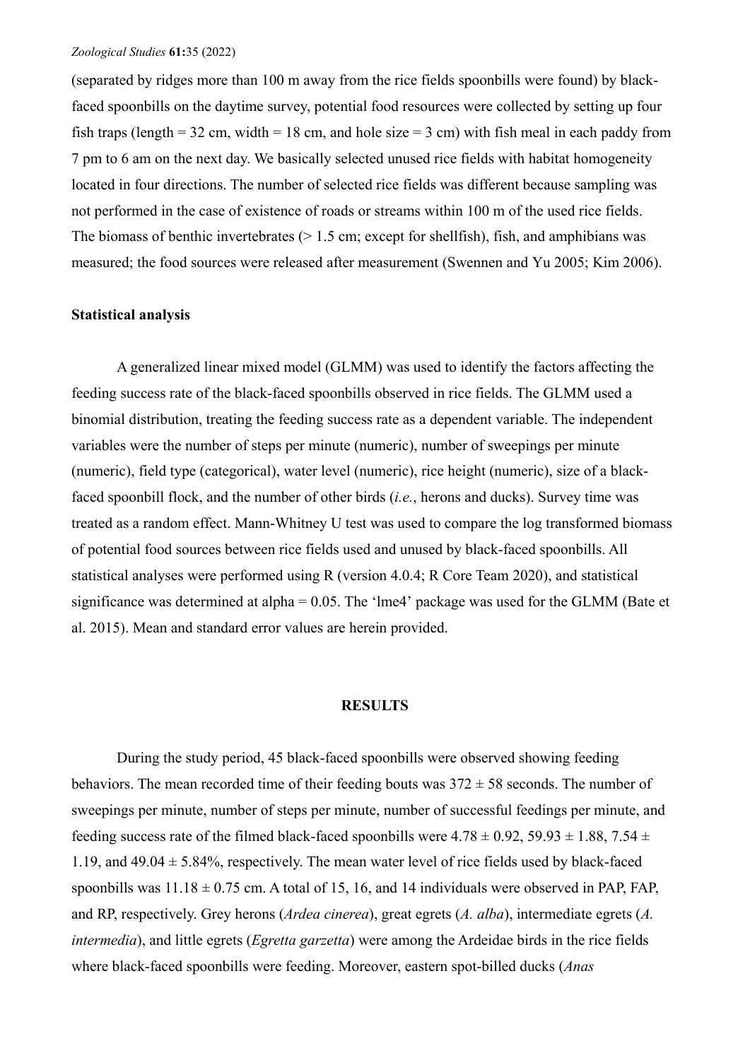(separated by ridges more than 100 m away from the rice fields spoonbills were found) by black-faced spoonbills on the daytime survey, potential food resources were collected by seting up four fish traps (length = 32 cm, width = 18 cm, and hole size = 3 cm) with fish meal in each paddy from 7 pm to 6 am on the next day. We basically selected unused rice fields with habitat homogeneity located in four directions. The number of selected rice fields was different because sampling was not performed in the case of existence of roads or streams within 100 m of the used rice fields. The biomass of benthic invertebrates (> 1.5 cm; except for shellfish), fish, and amphibians was measured; the food sources were released after measurement (Swennen and Yu 2005; Kim 2006).

### Statistical analysis

A generalized linear mixed model (GLMM) was used to identify the factors affecting the feeding success rate of the black-faced spoonbills observed in rice fields. The GLMM used a binomial distribution, treating the feeding success rate as a dependent variable. The independent variables were the number of steps per minute (numeric), number of sweepings per minute (numeric), field type (categorical), water level (numeric), rice height (numeric), size of a black-faced spoonbill flock, and the number of other birds (*i.e.*, herons and ducks). Survey time was treated as a random effect. Mann-Whitney U test was used to compare the log transformed biomass of potential food sources between rice fields used and unused by black-faced spoonbills. All statistical analyses were performed using R (version 4.0.4; R Core Team 2020), and statistical significance was determined at alpha = 0.05. The 'lme4' package was used for the GLMM (Bate et al. 2015). Mean and standard error values are herein provided.

## RESULTS

During the study period, 45 black-faced spoonbills were observed showing feeding behaviors. The mean recorded time of their feeding bouts was $372 \pm 58$ seconds. The number of sweepings per minute, number of steps per minute, number of successful feedings per minute, and feeding success rate of the filmed black-faced spoonbills were $4.78 \pm 0.92$, $59.93 \pm 1.88$, $7.54 \pm 1.19$, and $49.04 \pm 5.84\%$, respectively. The mean water level of rice fields used by black-faced spoonbills was $11.18 \pm 0.75$ cm. A total of 15, 16, and 14 individuals were observed in PAP, FAP, and RP, respectively. Grey herons (*Ardea cinerea*), great egrets (*A. alba*), intermediate egrets (*A. intermedia*), and little egrets (*Egretta garzetta*) were among the Ardeidae birds in the rice fields where black-faced spoonbills were feeding. Moreover, eastern spot-billed ducks (*Anas*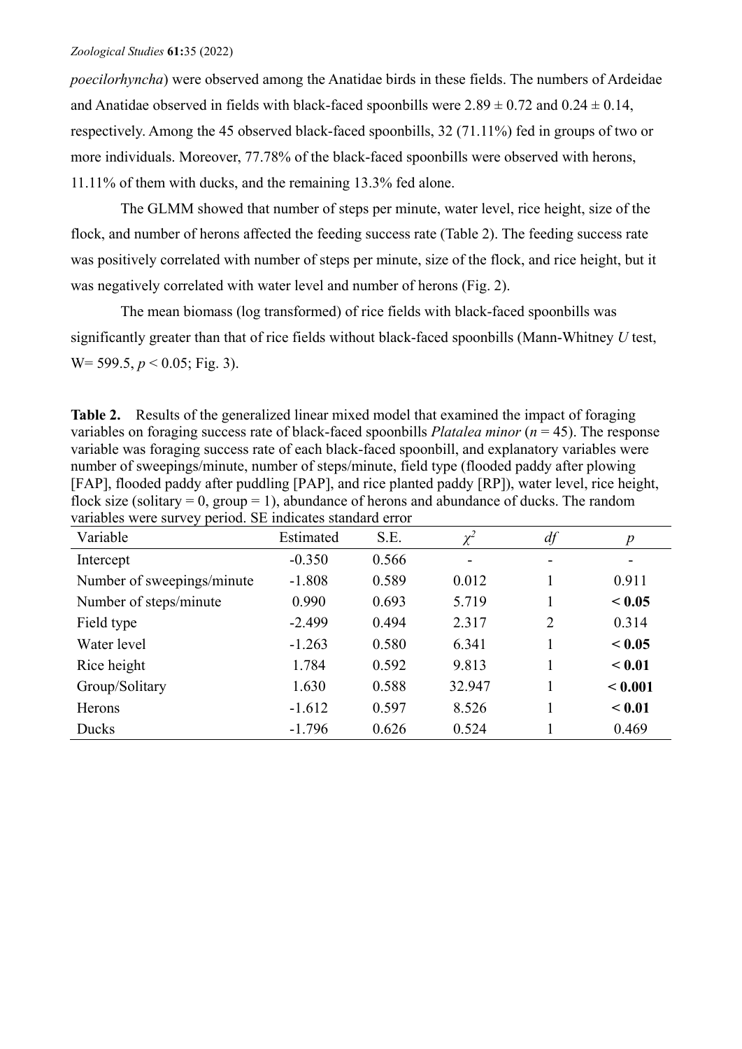*poecilorhyncha*) were observed among the Anatidae birds in these fields. The numbers of Ardeidae and Anatidae observed in fields with black-faced spoonbills were $2.89 \pm 0.72$ and $0.24 \pm 0.14$, respectively. Among the 45 observed black-faced spoonbills, 32 (71.11%) fed in groups of two or more individuals. Moreover, 77.78% of the black-faced spoonbills were observed with herons, 11.11% of them with ducks, and the remaining 13.3% fed alone.

The GLMM showed that number of steps per minute, water level, rice height, size of the flock, and number of herons affected the feeding success rate (Table 2). The feeding success rate was positively correlated with number of steps per minute, size of the flock, and rice height, but it was negatively correlated with water level and number of herons (Fig. 2).

The mean biomass (log transformed) of rice fields with black-faced spoonbills was significantly greater than that of rice fields without black-faced spoonbills (Mann-Whitney *U* test, W= 599.5, $p < 0.05$; Fig. 3).

**Table 2.** Results of the generalized linear mixed model that examined the impact of foraging variables on foraging success rate of black-faced spoonbills *Platalea minor* (*n* = 45). The response variable was foraging success rate of each black-faced spoonbill, and explanatory variables were number of sweepings/minute, number of steps/minute, field type (flooded paddy after plowing [FAP], flooded paddy after puddling [PAP], and rice planted paddy [RP]), water level, rice height, flock size (solitary = 0, group = 1), abundance of herons and abundance of ducks. The random variables were survey period. SE indicates standard error

| Variable | Estimated | S.E. | $\chi^2$ | *df* | *p* |
|---|---|---|---|---|---|
| Intercept | -0.350 | 0.566 | - | - | - |
| Number of sweepings/minute | -1.808 | 0.589 | 0.012 | 1 | 0.911 |
| Number of steps/minute | 0.990 | 0.693 | 5.719 | 1 | **< 0.05** |
| Field type | -2.499 | 0.494 | 2.317 | 2 | 0.314 |
| Water level | -1.263 | 0.580 | 6.341 | 1 | **< 0.05** |
| Rice height | 1.784 | 0.592 | 9.813 | 1 | **< 0.01** |
| Group/Solitary | 1.630 | 0.588 | 32.947 | 1 | **< 0.001** |
| Herons | -1.612 | 0.597 | 8.526 | 1 | **< 0.01** |
| Ducks | -1.796 | 0.626 | 0.524 | 1 | 0.469 |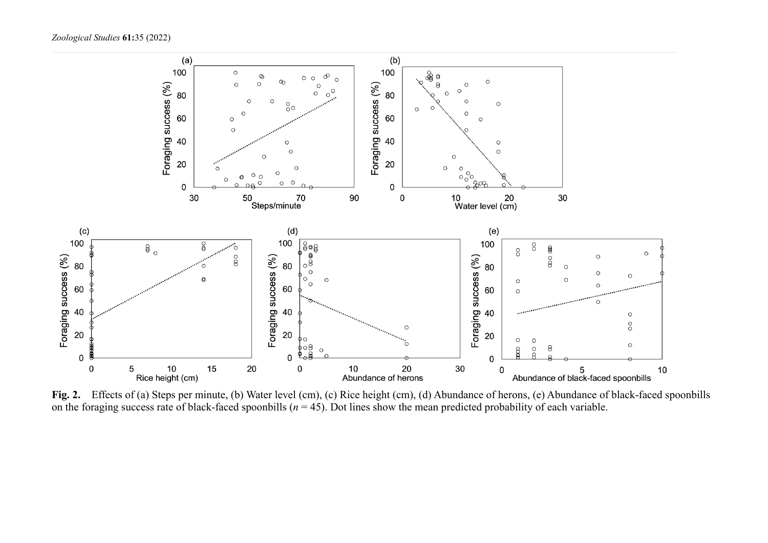**Fig. 2.** Effects of (a) Steps per minute, (b) Water level (cm), (c) Rice height (cm), (d) Abundance of herons, (e) Abundance of black-faced spoonbills on the foraging success rate of black-faced spoonbills ($n = 45$). Dot lines show the mean predicted probability of each variable.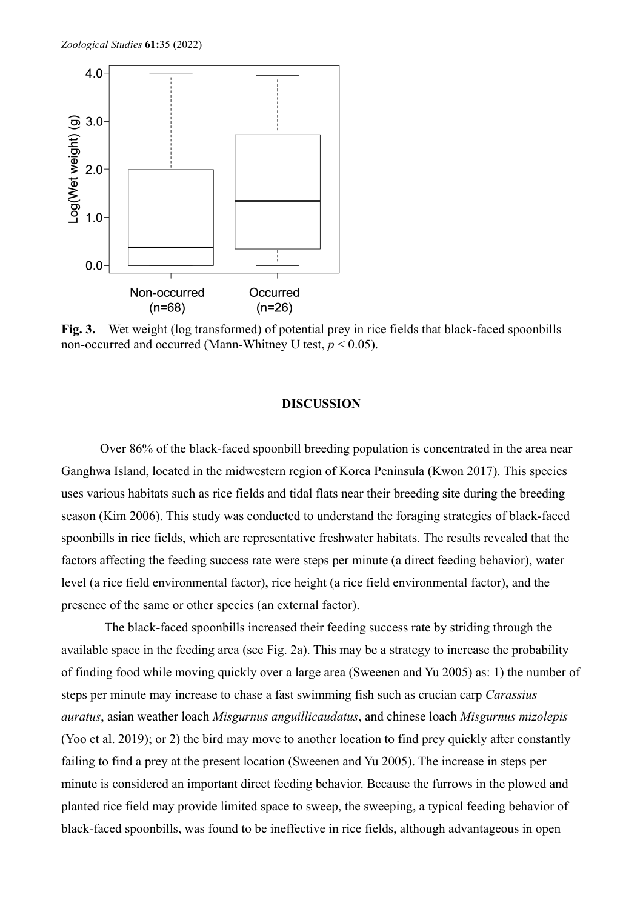**Fig. 3.** Wet weight (log transformed) of potential prey in rice fields that black-faced spoonbills non-occurred and occurred (Mann-Whitney U test, $p < 0.05$).

## DISCUSSION

Over 86% of the black-faced spoonbill breeding population is concentrated in the area near Ganghwa Island, located in the midwestern region of Korea Peninsula (Kwon 2017). This species uses various habitats such as rice fields and tidal flats near their breeding site during the breeding season (Kim 2006). This study was conducted to understand the foraging strategies of black-faced spoonbills in rice fields, which are representative freshwater habitats. The results revealed that the factors affecting the feeding success rate were steps per minute (a direct feeding behavior), water level (a rice field environmental factor), rice height (a rice field environmental factor), and the presence of the same or other species (an external factor).

The black-faced spoonbills increased their feeding success rate by striding through the available space in the feeding area (see Fig. 2a). This may be a strategy to increase the probability of finding food while moving quickly over a large area (Sweenen and Yu 2005) as: 1) the number of steps per minute may increase to chase a fast swimming fish such as crucian carp *Carassius auratus*, asian weather loach *Misgurnus anguillicaudatus*, and chinese loach *Misgurnus mizolepis* (Yoo et al. 2019); or 2) the bird may move to another location to find prey quickly after constantly failing to find a prey at the present location (Sweenen and Yu 2005). The increase in steps per minute is considered an important direct feeding behavior. Because the furrows in the plowed and planted rice field may provide limited space to sweep, the sweeping, a typical feeding behavior of black-faced spoonbills, was found to be ineffective in rice fields, although advantageous in open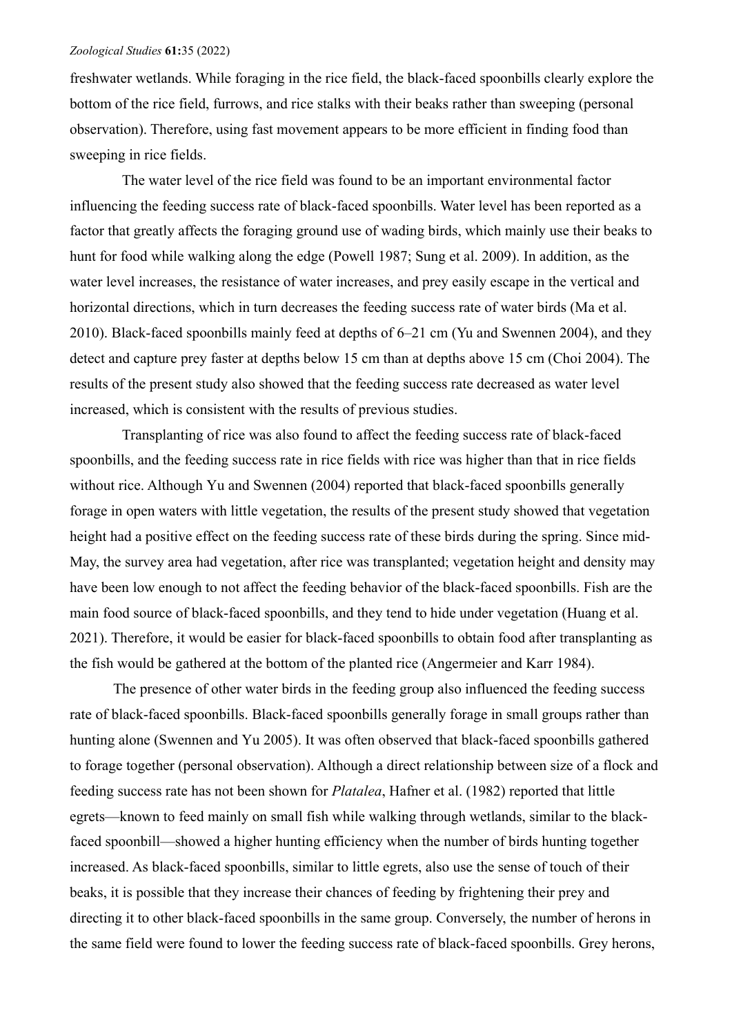freshwater wetlands. While foraging in the rice field, the black-faced spoonbills clearly explore the bottom of the rice field, furrows, and rice stalks with their beaks rather than sweeping (personal observation). Therefore, using fast movement appears to be more efficient in finding food than sweeping in rice fields.

The water level of the rice field was found to be an important environmental factor influencing the feeding success rate of black-faced spoonbills. Water level has been reported as a factor that greatly affects the foraging ground use of wading birds, which mainly use their beaks to hunt for food while walking along the edge (Powell 1987; Sung et al. 2009). In addition, as the water level increases, the resistance of water increases, and prey easily escape in the vertical and horizontal directions, which in turn decreases the feeding success rate of water birds (Ma et al. 2010). Black-faced spoonbills mainly feed at depths of 6–21 cm (Yu and Swennen 2004), and they detect and capture prey faster at depths below 15 cm than at depths above 15 cm (Choi 2004). The results of the present study also showed that the feeding success rate decreased as water level increased, which is consistent with the results of previous studies.

Transplanting of rice was also found to affect the feeding success rate of black-faced spoonbills, and the feeding success rate in rice fields with rice was higher than that in rice fields without rice. Although Yu and Swennen (2004) reported that black-faced spoonbills generally forage in open waters with little vegetation, the results of the present study showed that vegetation height had a positive effect on the feeding success rate of these birds during the spring. Since mid-May, the survey area had vegetation, after rice was transplanted; vegetation height and density may have been low enough to not affect the feeding behavior of the black-faced spoonbills. Fish are the main food source of black-faced spoonbills, and they tend to hide under vegetation (Huang et al. 2021). Therefore, it would be easier for black-faced spoonbills to obtain food after transplanting as the fish would be gathered at the bottom of the planted rice (Angermeier and Karr 1984).

The presence of other water birds in the feeding group also influenced the feeding success rate of black-faced spoonbills. Black-faced spoonbills generally forage in small groups rather than hunting alone (Swennen and Yu 2005). It was often observed that black-faced spoonbills gathered to forage together (personal observation). Although a direct relationship between size of a flock and feeding success rate has not been shown for *Platalea*, Hafner et al. (1982) reported that little egrets—known to feed mainly on small fish while walking through wetlands, similar to the black-faced spoonbill—showed a higher hunting efficiency when the number of birds hunting together increased. As black-faced spoonbills, similar to little egrets, also use the sense of touch of their beaks, it is possible that they increase their chances of feeding by frightening their prey and directing it to other black-faced spoonbills in the same group. Conversely, the number of herons in the same field were found to lower the feeding success rate of black-faced spoonbills. Grey herons,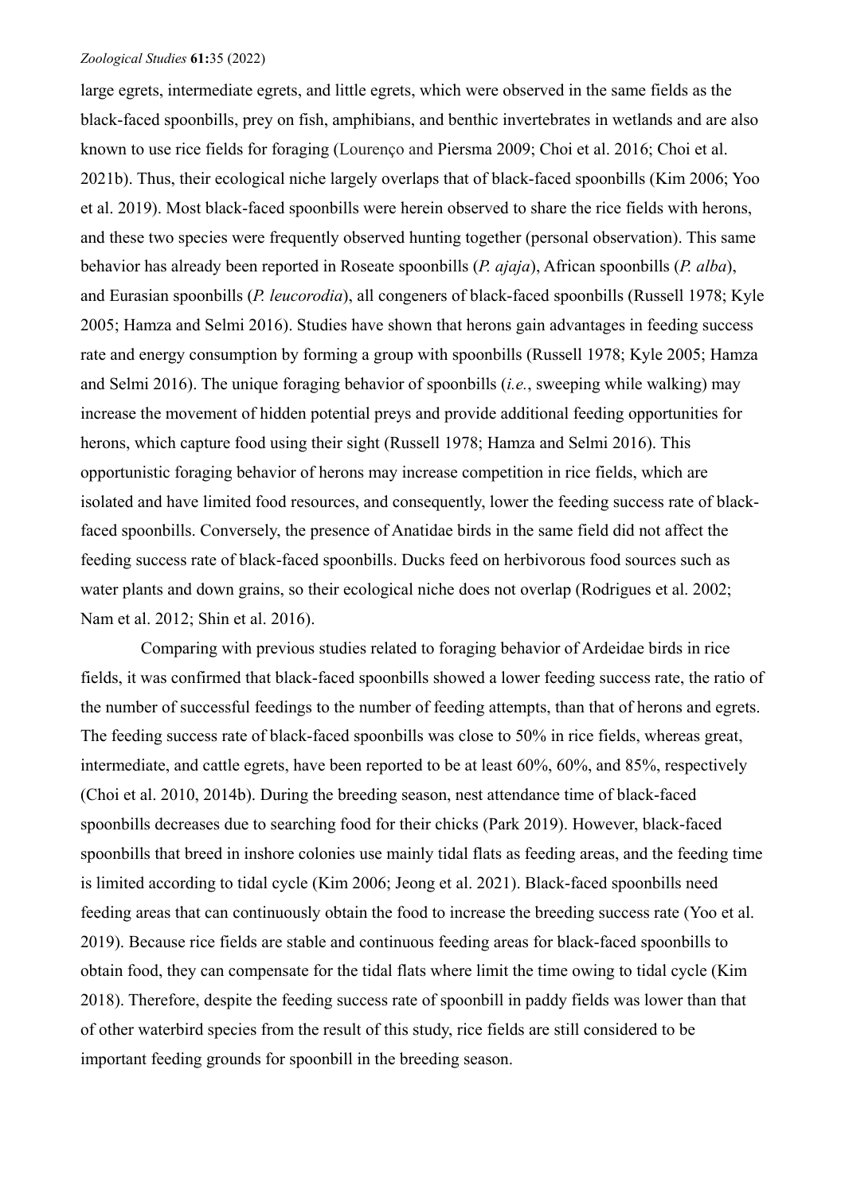large egrets, intermediate egrets, and little egrets, which were observed in the same fields as the black-faced spoonbills, prey on fish, amphibians, and benthic invertebrates in wetlands and are also known to use rice fields for foraging (Lourenço and Piersma 2009; Choi et al. 2016; Choi et al. 2021b). Thus, their ecological niche largely overlaps that of black-faced spoonbills (Kim 2006; Yoo et al. 2019). Most black-faced spoonbills were herein observed to share the rice fields with herons, and these two species were frequently observed hunting together (personal observation). This same behavior has already been reported in Roseate spoonbills (*P. ajaja*), African spoonbills (*P. alba*), and Eurasian spoonbills (*P. leucorodia*), all congeners of black-faced spoonbills (Russell 1978; Kyle 2005; Hamza and Selmi 2016). Studies have shown that herons gain advantages in feeding success rate and energy consumption by forming a group with spoonbills (Russell 1978; Kyle 2005; Hamza and Selmi 2016). The unique foraging behavior of spoonbills (*i.e.*, sweeping while walking) may increase the movement of hidden potential preys and provide additional feeding opportunities for herons, which capture food using their sight (Russell 1978; Hamza and Selmi 2016). This opportunistic foraging behavior of herons may increase competition in rice fields, which are isolated and have limited food resources, and consequently, lower the feeding success rate of black-faced spoonbills. Conversely, the presence of Anatidae birds in the same field did not affect the feeding success rate of black-faced spoonbills. Ducks feed on herbivorous food sources such as water plants and down grains, so their ecological niche does not overlap (Rodrigues et al. 2002; Nam et al. 2012; Shin et al. 2016).

Comparing with previous studies related to foraging behavior of Ardeidae birds in rice fields, it was confirmed that black-faced spoonbills showed a lower feeding success rate, the ratio of the number of successful feedings to the number of feeding attempts, than that of herons and egrets. The feeding success rate of black-faced spoonbills was close to 50% in rice fields, whereas great, intermediate, and cattle egrets, have been reported to be at least 60%, 60%, and 85%, respectively (Choi et al. 2010, 2014b). During the breeding season, nest attendance time of black-faced spoonbills decreases due to searching food for their chicks (Park 2019). However, black-faced spoonbills that breed in inshore colonies use mainly tidal flats as feeding areas, and the feeding time is limited according to tidal cycle (Kim 2006; Jeong et al. 2021). Black-faced spoonbills need feeding areas that can continuously obtain the food to increase the breeding success rate (Yoo et al. 2019). Because rice fields are stable and continuous feeding areas for black-faced spoonbills to obtain food, they can compensate for the tidal flats where limit the time owing to tidal cycle (Kim 2018). Therefore, despite the feeding success rate of spoonbill in paddy fields was lower than that of other waterbird species from the result of this study, rice fields are still considered to be important feeding grounds for spoonbill in the breeding season.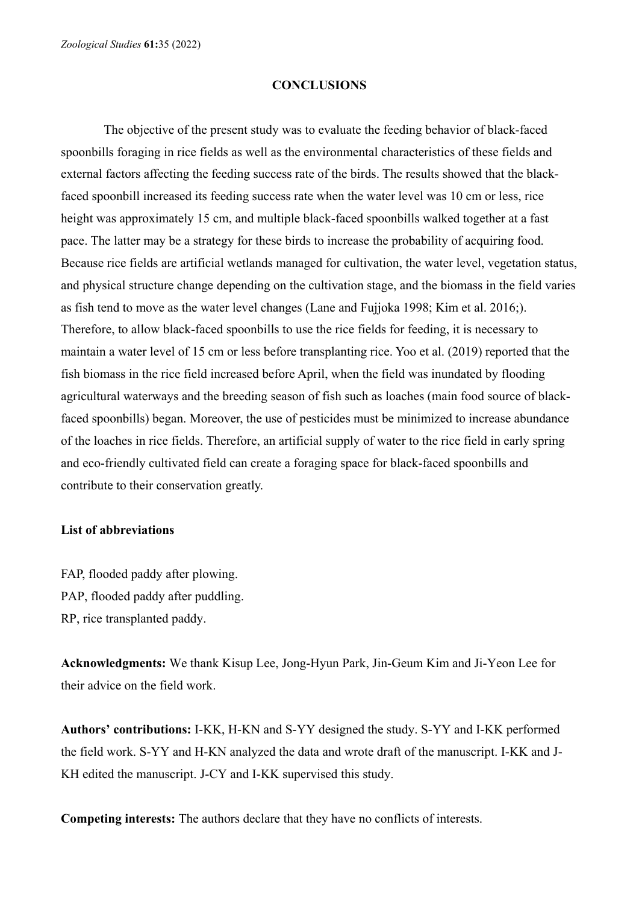## CONCLUSIONS

The objective of the present study was to evaluate the feeding behavior of black-faced spoonbills foraging in rice fields as well as the environmental characteristics of these fields and external factors affecting the feeding success rate of the birds. The results showed that the black-faced spoonbill increased its feeding success rate when the water level was 10 cm or less, rice height was approximately 15 cm, and multiple black-faced spoonbills walked together at a fast pace. The latter may be a strategy for these birds to increase the probability of acquiring food. Because rice fields are artificial wetlands managed for cultivation, the water level, vegetation status, and physical structure change depending on the cultivation stage, and the biomass in the field varies as fish tend to move as the water level changes (Lane and Fujjoka 1998; Kim et al. 2016;). Therefore, to allow black-faced spoonbills to use the rice fields for feeding, it is necessary to maintain a water level of 15 cm or less before transplanting rice. Yoo et al. (2019) reported that the fish biomass in the rice field increased before April, when the field was inundated by flooding agricultural waterways and the breeding season of fish such as loaches (main food source of black-faced spoonbills) began. Moreover, the use of pesticides must be minimized to increase abundance of the loaches in rice fields. Therefore, an artificial supply of water to the rice field in early spring and eco-friendly cultivated field can create a foraging space for black-faced spoonbills and contribute to their conservation greatly.

**List of abbreviations**

FAP, flooded paddy after plowing.
PAP, flooded paddy after puddling.
RP, rice transplanted paddy.

**Acknowledgments:** We thank Kisup Lee, Jong-Hyun Park, Jin-Geum Kim and Ji-Yeon Lee for their advice on the field work.

**Authors' contributions:** I-KK, H-KN and S-YY designed the study. S-YY and I-KK performed the field work. S-YY and H-KN analyzed the data and wrote draft of the manuscript. I-KK and J-KH edited the manuscript. J-CY and I-KK supervised this study.

**Competing interests:** The authors declare that they have no conflicts of interests.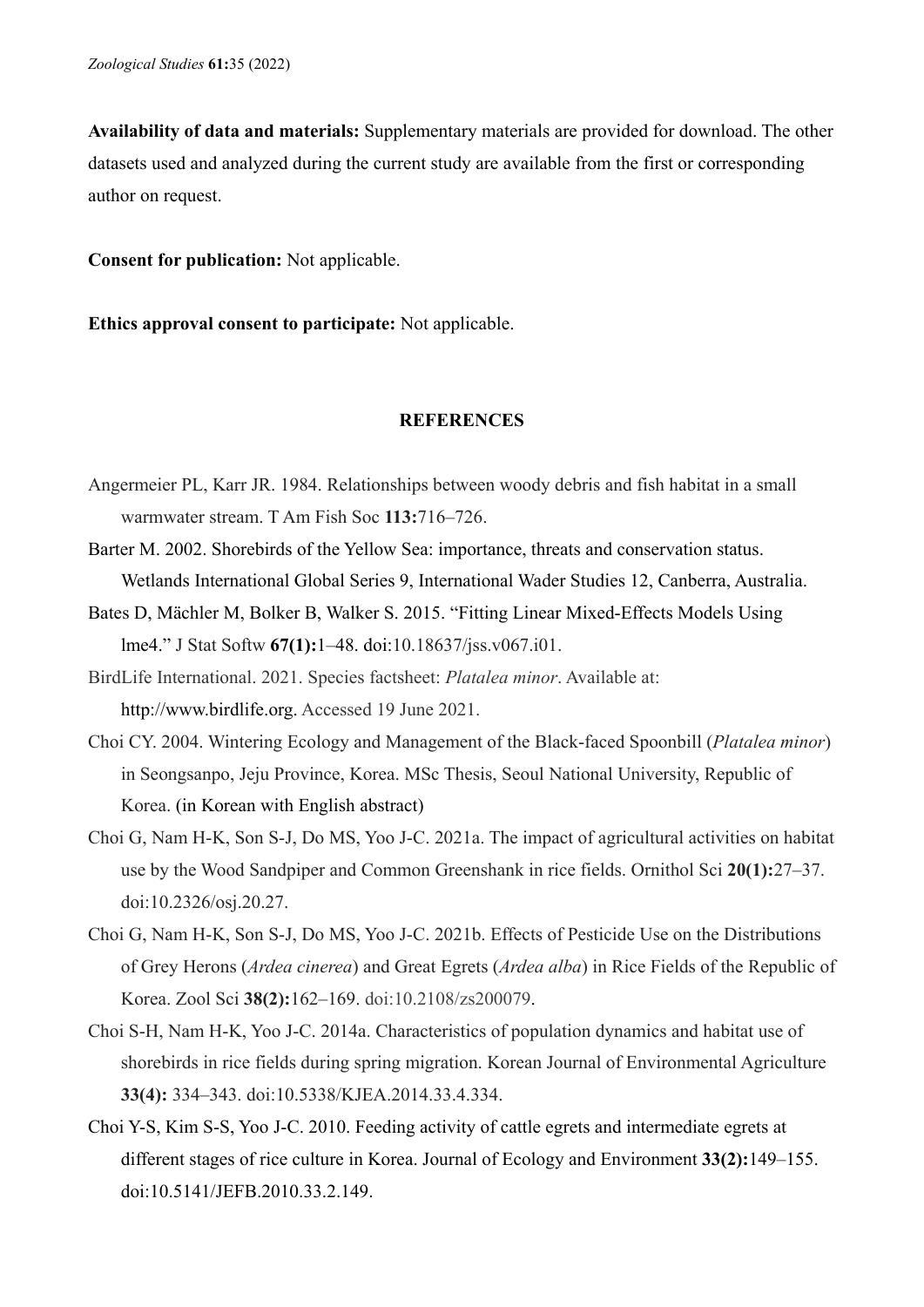**Availability of data and materials:** Supplementary materials are provided for download. The other datasets used and analyzed during the current study are available from the first or corresponding author on request.

**Consent for publication:** Not applicable.

**Ethics approval consent to participate:** Not applicable.

## REFERENCES

Angermeier PL, Karr JR. 1984. Relationships between woody debris and fish habitat in a small warmwater stream. T Am Fish Soc **113:**716–726.

Barter M. 2002. Shorebirds of the Yellow Sea: importance, threats and conservation status. Wetlands International Global Series 9, International Wader Studies 12, Canberra, Australia.

Bates D, Mächler M, Bolker B, Walker S. 2015. "Fitting Linear Mixed-Effects Models Using lme4." J Stat Softw **67(1):**1–48. doi:10.18637/jss.v067.i01.

BirdLife International. 2021. Species factsheet: *Platalea minor*. Available at: http://www.birdlife.org. Accessed 19 June 2021.

Choi CY. 2004. Wintering Ecology and Management of the Black-faced Spoonbill (*Platalea minor*) in Seongsanpo, Jeju Province, Korea. MSc Thesis, Seoul National University, Republic of Korea. (in Korean with English abstract)

Choi G, Nam H-K, Son S-J, Do MS, Yoo J-C. 2021a. The impact of agricultural activities on habitat use by the Wood Sandpiper and Common Greenshank in rice fields. Ornithol Sci **20(1):**27–37. doi:10.2326/osj.20.27.

Choi G, Nam H-K, Son S-J, Do MS, Yoo J-C. 2021b. Effects of Pesticide Use on the Distributions of Grey Herons (*Ardea cinerea*) and Great Egrets (*Ardea alba*) in Rice Fields of the Republic of Korea. Zool Sci **38(2):**162–169. doi:10.2108/zs200079.

Choi S-H, Nam H-K, Yoo J-C. 2014a. Characteristics of population dynamics and habitat use of shorebirds in rice fields during spring migration. Korean Journal of Environmental Agriculture **33(4):** 334–343. doi:10.5338/KJEA.2014.33.4.334.

Choi Y-S, Kim S-S, Yoo J-C. 2010. Feeding activity of cattle egrets and intermediate egrets at different stages of rice culture in Korea. Journal of Ecology and Environment **33(2):**149–155. doi:10.5141/JEFB.2010.33.2.149.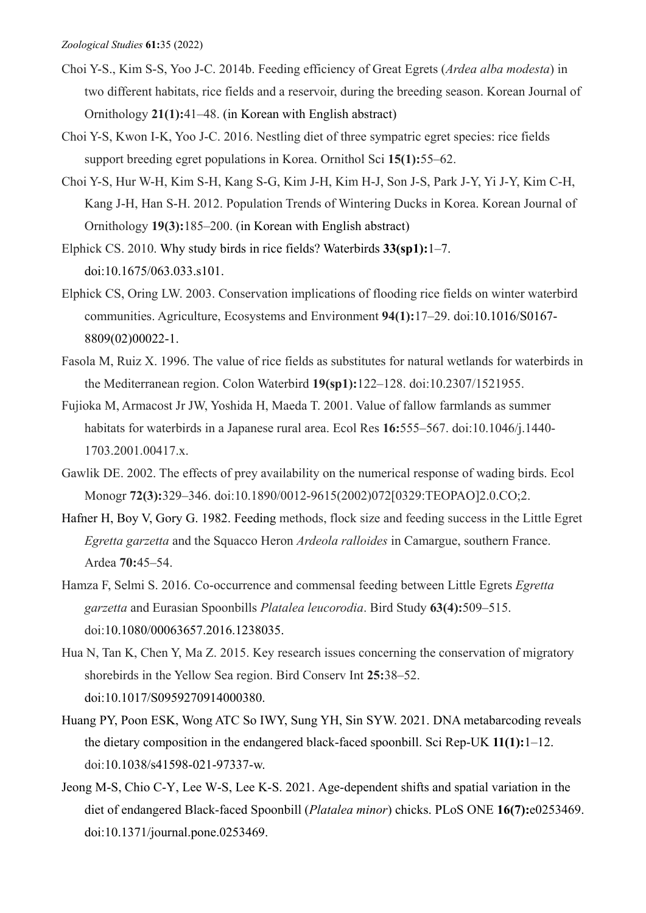Choi Y-S., Kim S-S, Yoo J-C. 2014b. Feeding efficiency of Great Egrets (*Ardea alba modesta*) in two different habitats, rice fields and a reservoir, during the breeding season. Korean Journal of Ornithology **21(1):**41–48. (in Korean with English abstract)

Choi Y-S, Kwon I-K, Yoo J-C. 2016. Nestling diet of three sympatric egret species: rice fields support breeding egret populations in Korea. Ornithol Sci **15(1):**55–62.

Choi Y-S, Hur W-H, Kim S-H, Kang S-G, Kim J-H, Kim H-J, Son J-S, Park J-Y, Yi J-Y, Kim C-H, Kang J-H, Han S-H. 2012. Population Trends of Wintering Ducks in Korea. Korean Journal of Ornithology **19(3):**185–200. (in Korean with English abstract)

Elphick CS. 2010. Why study birds in rice fields? Waterbirds **33(sp1):**1–7. doi:10.1675/063.033.s101.

Elphick CS, Oring LW. 2003. Conservation implications of flooding rice fields on winter waterbird communities. Agriculture, Ecosystems and Environment **94(1):**17–29. doi:10.1016/S0167-8809(02)00022-1.

Fasola M, Ruiz X. 1996. The value of rice fields as substitutes for natural wetlands for waterbirds in the Mediterranean region. Colon Waterbird **19(sp1):**122–128. doi:10.2307/1521955.

Fujioka M, Armacost Jr JW, Yoshida H, Maeda T. 2001. Value of fallow farmlands as summer habitats for waterbirds in a Japanese rural area. Ecol Res **16:**555–567. doi:10.1046/j.1440-1703.2001.00417.x.

Gawlik DE. 2002. The effects of prey availability on the numerical response of wading birds. Ecol Monogr **72(3):**329–346. doi:10.1890/0012-9615(2002)072[0329:TEOPAO]2.0.CO;2.

Hafner H, Boy V, Gory G. 1982. Feeding methods, flock size and feeding success in the Little Egret *Egretta garzetta* and the Squacco Heron *Ardeola ralloides* in Camargue, southern France. Ardea **70:**45–54.

Hamza F, Selmi S. 2016. Co-occurrence and commensal feeding between Little Egrets *Egretta garzetta* and Eurasian Spoonbills *Platalea leucorodia*. Bird Study **63(4):**509–515. doi:10.1080/00063657.2016.1238035.

Hua N, Tan K, Chen Y, Ma Z. 2015. Key research issues concerning the conservation of migratory shorebirds in the Yellow Sea region. Bird Conserv Int **25:**38–52. doi:10.1017/S0959270914000380.

Huang PY, Poon ESK, Wong ATC So IWY, Sung YH, Sin SYW. 2021. DNA metabarcoding reveals the dietary composition in the endangered black-faced spoonbill. Sci Rep-UK **11(1):**1–12. doi:10.1038/s41598-021-97337-w.

Jeong M-S, Chio C-Y, Lee W-S, Lee K-S. 2021. Age-dependent shifts and spatial variation in the diet of endangered Black-faced Spoonbill (*Platalea minor*) chicks. PLoS ONE **16(7):**e0253469. doi:10.1371/journal.pone.0253469.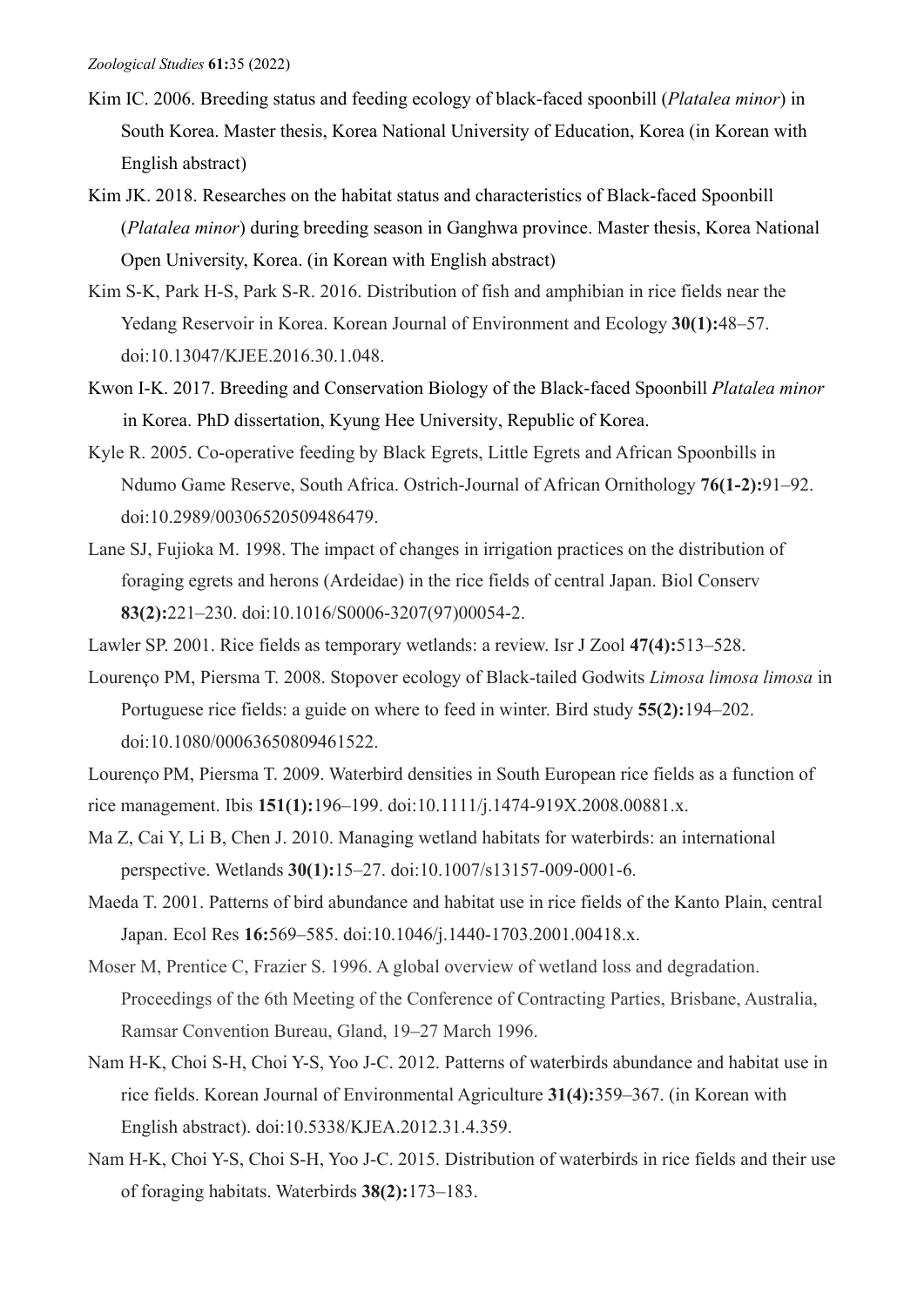Kim IC. 2006. Breeding status and feeding ecology of black-faced spoonbill (*Platalea minor*) in South Korea. Master thesis, Korea National University of Education, Korea (in Korean with English abstract)

Kim JK. 2018. Researches on the habitat status and characteristics of Black-faced Spoonbill (*Platalea minor*) during breeding season in Ganghwa province. Master thesis, Korea National Open University, Korea. (in Korean with English abstract)

Kim S-K, Park H-S, Park S-R. 2016. Distribution of fish and amphibian in rice fields near the Yedang Reservoir in Korea. Korean Journal of Environment and Ecology **30(1):**48–57. doi:10.13047/KJEE.2016.30.1.048.

Kwon I-K. 2017. Breeding and Conservation Biology of the Black-faced Spoonbill *Platalea minor* in Korea. PhD dissertation, Kyung Hee University, Republic of Korea.

Kyle R. 2005. Co-operative feeding by Black Egrets, Little Egrets and African Spoonbills in Ndumo Game Reserve, South Africa. Ostrich-Journal of African Ornithology **76(1-2):**91–92. doi:10.2989/00306520509486479.

Lane SJ, Fujioka M. 1998. The impact of changes in irrigation practices on the distribution of foraging egrets and herons (Ardeidae) in the rice fields of central Japan. Biol Conserv **83(2):**221–230. doi:10.1016/S0006-3207(97)00054-2.

Lawler SP. 2001. Rice fields as temporary wetlands: a review. Isr J Zool **47(4):**513–528.

Lourenço PM, Piersma T. 2008. Stopover ecology of Black-tailed Godwits *Limosa limosa limosa* in Portuguese rice fields: a guide on where to feed in winter. Bird study **55(2):**194–202. doi:10.1080/00063650809461522.

Lourenço PM, Piersma T. 2009. Waterbird densities in South European rice fields as a function of rice management. Ibis **151(1):**196–199. doi:10.1111/j.1474-919X.2008.00881.x.

Ma Z, Cai Y, Li B, Chen J. 2010. Managing wetland habitats for waterbirds: an international perspective. Wetlands **30(1):**15–27. doi:10.1007/s13157-009-0001-6.

Maeda T. 2001. Patterns of bird abundance and habitat use in rice fields of the Kanto Plain, central Japan. Ecol Res **16:**569–585. doi:10.1046/j.1440-1703.2001.00418.x.

Moser M, Prentice C, Frazier S. 1996. A global overview of wetland loss and degradation. Proceedings of the 6th Meeting of the Conference of Contracting Parties, Brisbane, Australia, Ramsar Convention Bureau, Gland, 19–27 March 1996.

Nam H-K, Choi S-H, Choi Y-S, Yoo J-C. 2012. Patterns of waterbirds abundance and habitat use in rice fields. Korean Journal of Environmental Agriculture **31(4):**359–367. (in Korean with English abstract). doi:10.5338/KJEA.2012.31.4.359.

Nam H-K, Choi Y-S, Choi S-H, Yoo J-C. 2015. Distribution of waterbirds in rice fields and their use of foraging habitats. Waterbirds **38(2):**173–183.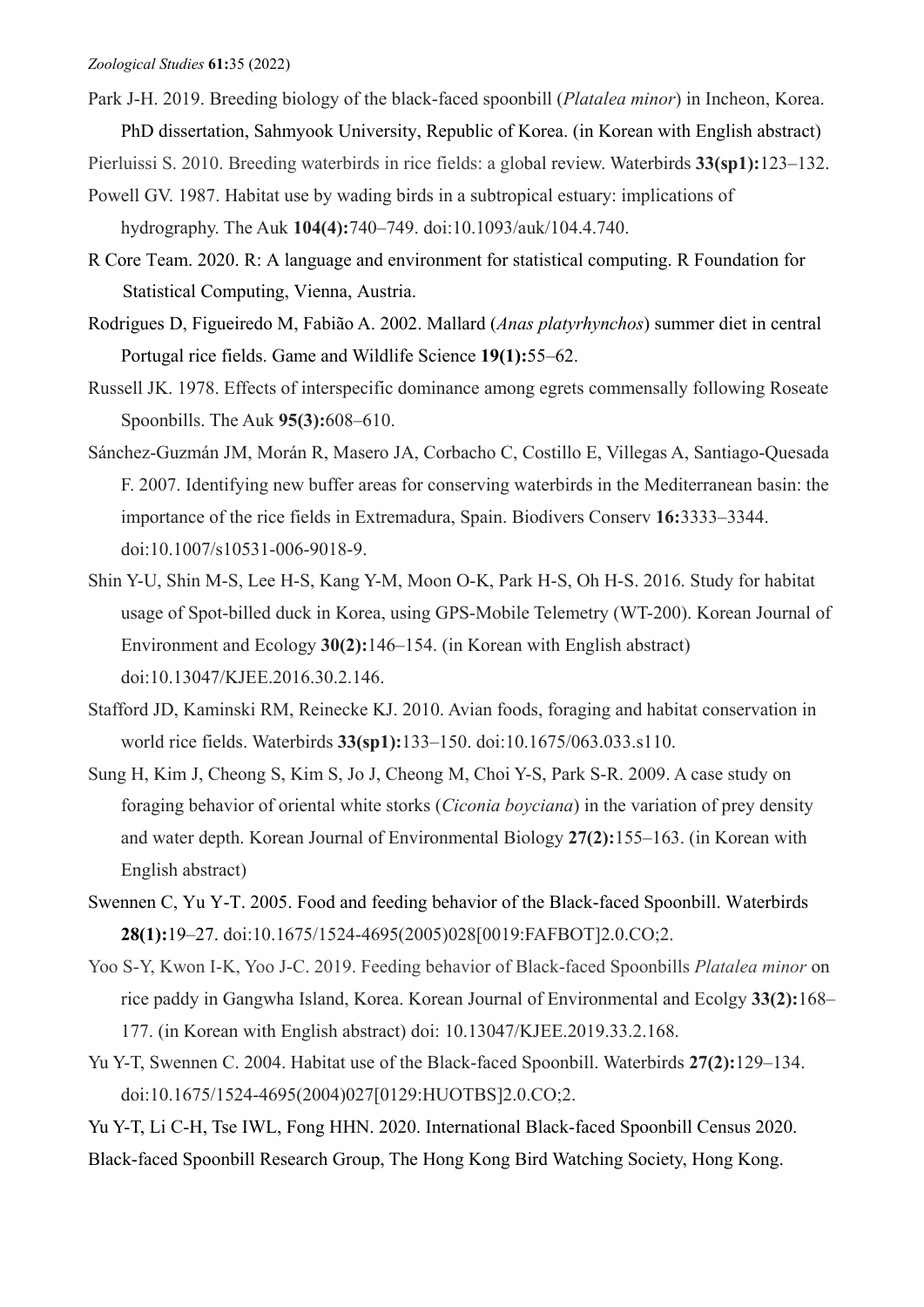Park J-H. 2019. Breeding biology of the black-faced spoonbill (*Platalea minor*) in Incheon, Korea. PhD dissertation, Sahmyook University, Republic of Korea. (in Korean with English abstract)

Pierluissi S. 2010. Breeding waterbirds in rice fields: a global review. Waterbirds **33(sp1):**123–132.

Powell GV. 1987. Habitat use by wading birds in a subtropical estuary: implications of hydrography. The Auk **104(4):**740–749. doi:10.1093/auk/104.4.740.

R Core Team. 2020. R: A language and environment for statistical computing. R Foundation for Statistical Computing, Vienna, Austria.

Rodrigues D, Figueiredo M, Fabião A. 2002. Mallard (*Anas platyrhynchos*) summer diet in central Portugal rice fields. Game and Wildlife Science **19(1):**55–62.

Russell JK. 1978. Effects of interspecific dominance among egrets commensally following Roseate Spoonbills. The Auk **95(3):**608–610.

Sánchez-Guzmán JM, Morán R, Masero JA, Corbacho C, Costillo E, Villegas A, Santiago-Quesada F. 2007. Identifying new buffer areas for conserving waterbirds in the Mediterranean basin: the importance of the rice fields in Extremadura, Spain. Biodivers Conserv **16:**3333–3344. doi:10.1007/s10531-006-9018-9.

Shin Y-U, Shin M-S, Lee H-S, Kang Y-M, Moon O-K, Park H-S, Oh H-S. 2016. Study for habitat usage of Spot-billed duck in Korea, using GPS-Mobile Telemetry (WT-200). Korean Journal of Environment and Ecology **30(2):**146–154. (in Korean with English abstract) doi:10.13047/KJEE.2016.30.2.146.

Stafford JD, Kaminski RM, Reinecke KJ. 2010. Avian foods, foraging and habitat conservation in world rice fields. Waterbirds **33(sp1):**133–150. doi:10.1675/063.033.s110.

Sung H, Kim J, Cheong S, Kim S, Jo J, Cheong M, Choi Y-S, Park S-R. 2009. A case study on foraging behavior of oriental white storks (*Ciconia boyciana*) in the variation of prey density and water depth. Korean Journal of Environmental Biology **27(2):**155–163. (in Korean with English abstract)

Swennen C, Yu Y-T. 2005. Food and feeding behavior of the Black-faced Spoonbill. Waterbirds **28(1):**19–27. doi:10.1675/1524-4695(2005)028[0019:FAFBOT]2.0.CO;2.

Yoo S-Y, Kwon I-K, Yoo J-C. 2019. Feeding behavior of Black-faced Spoonbills *Platalea minor* on rice paddy in Gangwha Island, Korea. Korean Journal of Environmental and Ecolgy **33(2):**168–177. (in Korean with English abstract) doi: 10.13047/KJEE.2019.33.2.168.

Yu Y-T, Swennen C. 2004. Habitat use of the Black-faced Spoonbill. Waterbirds **27(2):**129–134. doi:10.1675/1524-4695(2004)027[0129:HUOTBS]2.0.CO;2.

Yu Y-T, Li C-H, Tse IWL, Fong HHN. 2020. International Black-faced Spoonbill Census 2020. Black-faced Spoonbill Research Group, The Hong Kong Bird Watching Society, Hong Kong.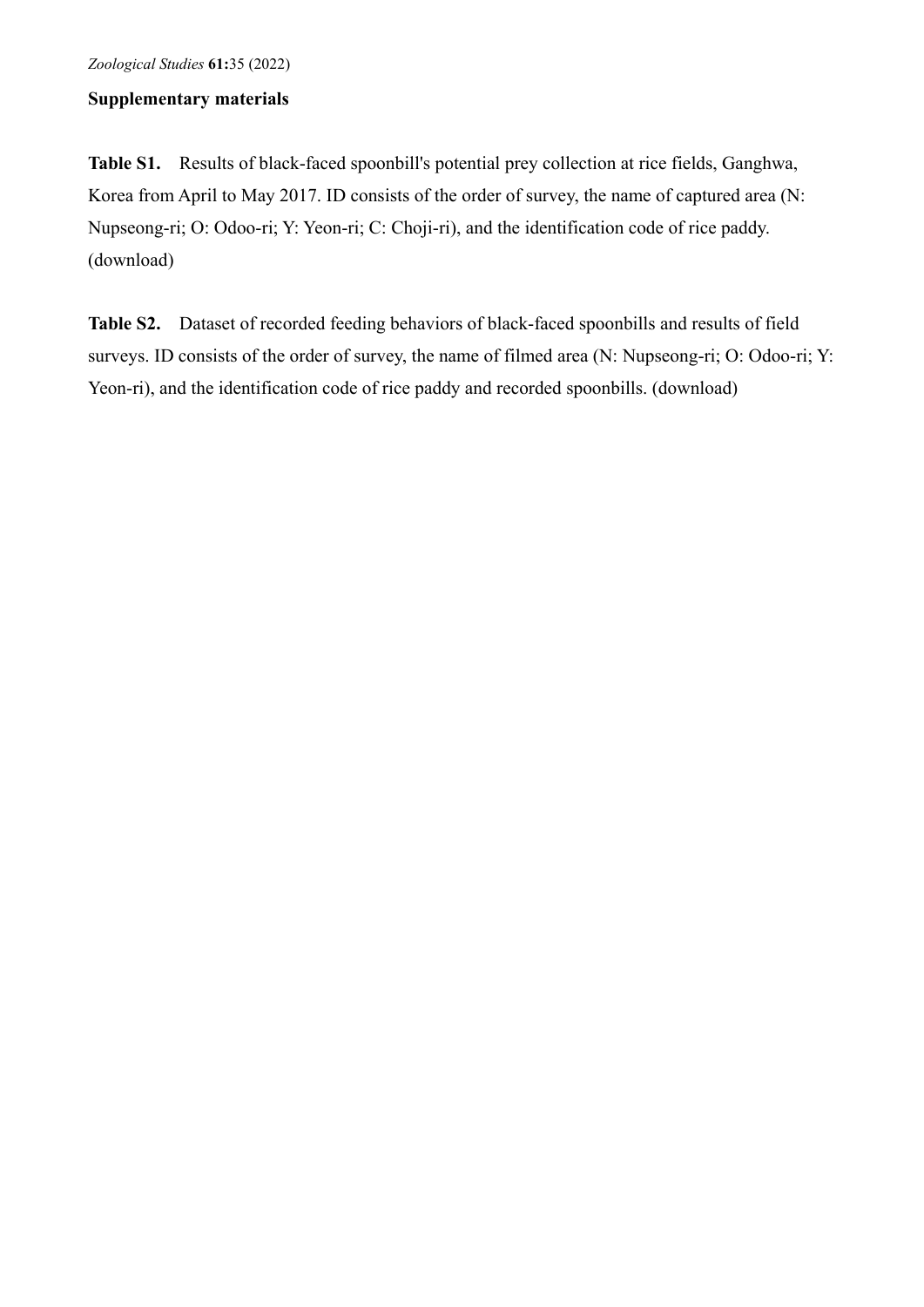## Supplementary materials

**Table S1.** Results of black-faced spoonbill's potential prey collection at rice fields, Ganghwa, Korea from April to May 2017. ID consists of the order of survey, the name of captured area (N: Nupseong-ri; O: Odoo-ri; Y: Yeon-ri; C: Choji-ri), and the identification code of rice paddy. (download)

**Table S2.** Dataset of recorded feeding behaviors of black-faced spoonbills and results of field surveys. ID consists of the order of survey, the name of filmed area (N: Nupseong-ri; O: Odoo-ri; Y: Yeon-ri), and the identification code of rice paddy and recorded spoonbills. (download)